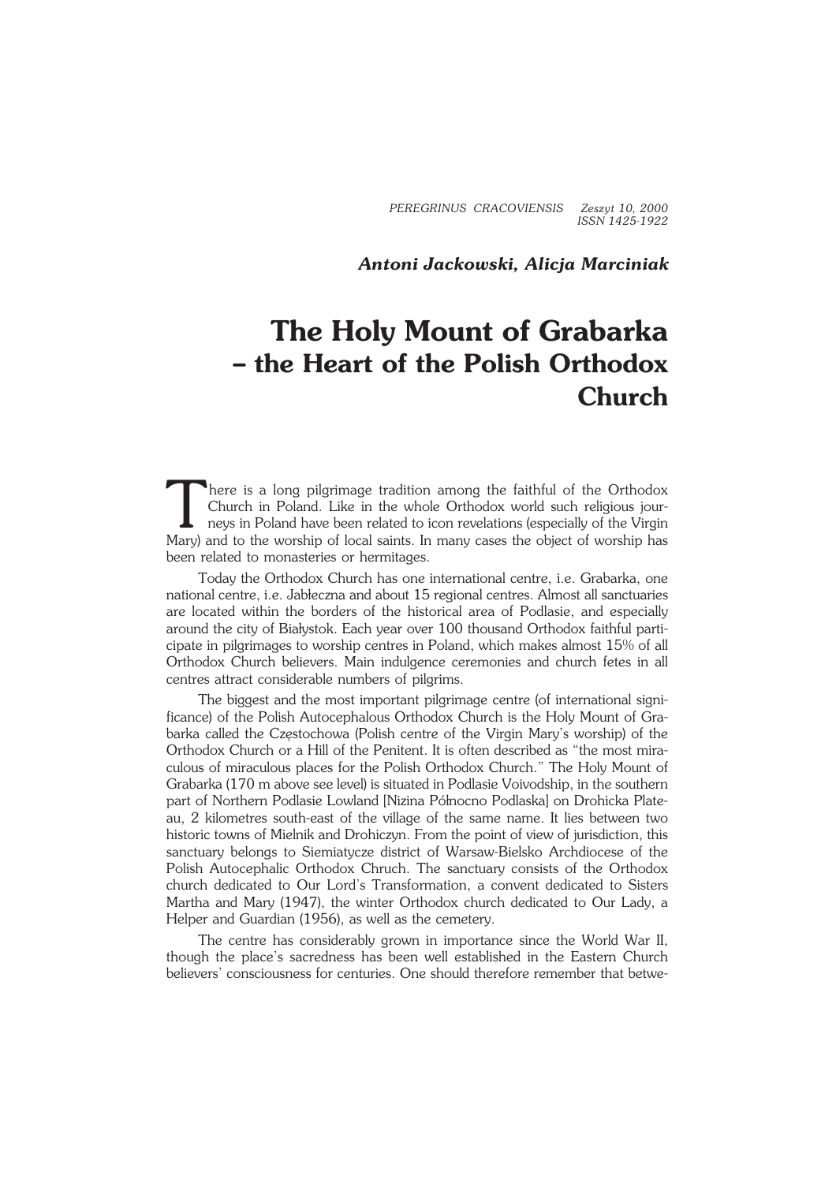*PEREGRINUS CRACOVIENSIS Zeszyt 10, 2000*
*ISSN 1425-1922*

***Antoni Jackowski, Alicja Marciniak***

# The Holy Mount of Grabarka – the Heart of the Polish Orthodox Church

There is a long pilgrimage tradition among the faithful of the Orthodox Church in Poland. Like in the whole Orthodox world such religious journeys in Poland have been related to icon revelations (especially of the Virgin Mary) and to the worship of local saints. In many cases the object of worship has been related to monasteries or hermitages.

Today the Orthodox Church has one international centre, i.e. Grabarka, one national centre, i.e. Jabłeczna and about 15 regional centres. Almost all sanctuaries are located within the borders of the historical area of Podlasie, and especially around the city of Białystok. Each year over 100 thousand Orthodox faithful participate in pilgrimages to worship centres in Poland, which makes almost 15% of all Orthodox Church believers. Main indulgence ceremonies and church fetes in all centres attract considerable numbers of pilgrims.

The biggest and the most important pilgrimage centre (of international significance) of the Polish Autocephalous Orthodox Church is the Holy Mount of Grabarka called the Częstochowa (Polish centre of the Virgin Mary's worship) of the Orthodox Church or a Hill of the Penitent. It is often described as "the most miraculous of miraculous places for the Polish Orthodox Church." The Holy Mount of Grabarka (170 m above see level) is situated in Podlasie Voivodship, in the southern part of Northern Podlasie Lowland [Nizina Północno Podlaska] on Drohicka Plateau, 2 kilometres south-east of the village of the same name. It lies between two historic towns of Mielnik and Drohiczyn. From the point of view of jurisdiction, this sanctuary belongs to Siemiatycze district of Warsaw-Bielsko Archdiocese of the Polish Autocephalic Orthodox Chruch. The sanctuary consists of the Orthodox church dedicated to Our Lord's Transformation, a convent dedicated to Sisters Martha and Mary (1947), the winter Orthodox church dedicated to Our Lady, a Helper and Guardian (1956), as well as the cemetery.

The centre has considerably grown in importance since the World War II, though the place's sacredness has been well established in the Eastern Church believers' consciousness for centuries. One should therefore remember that betwe-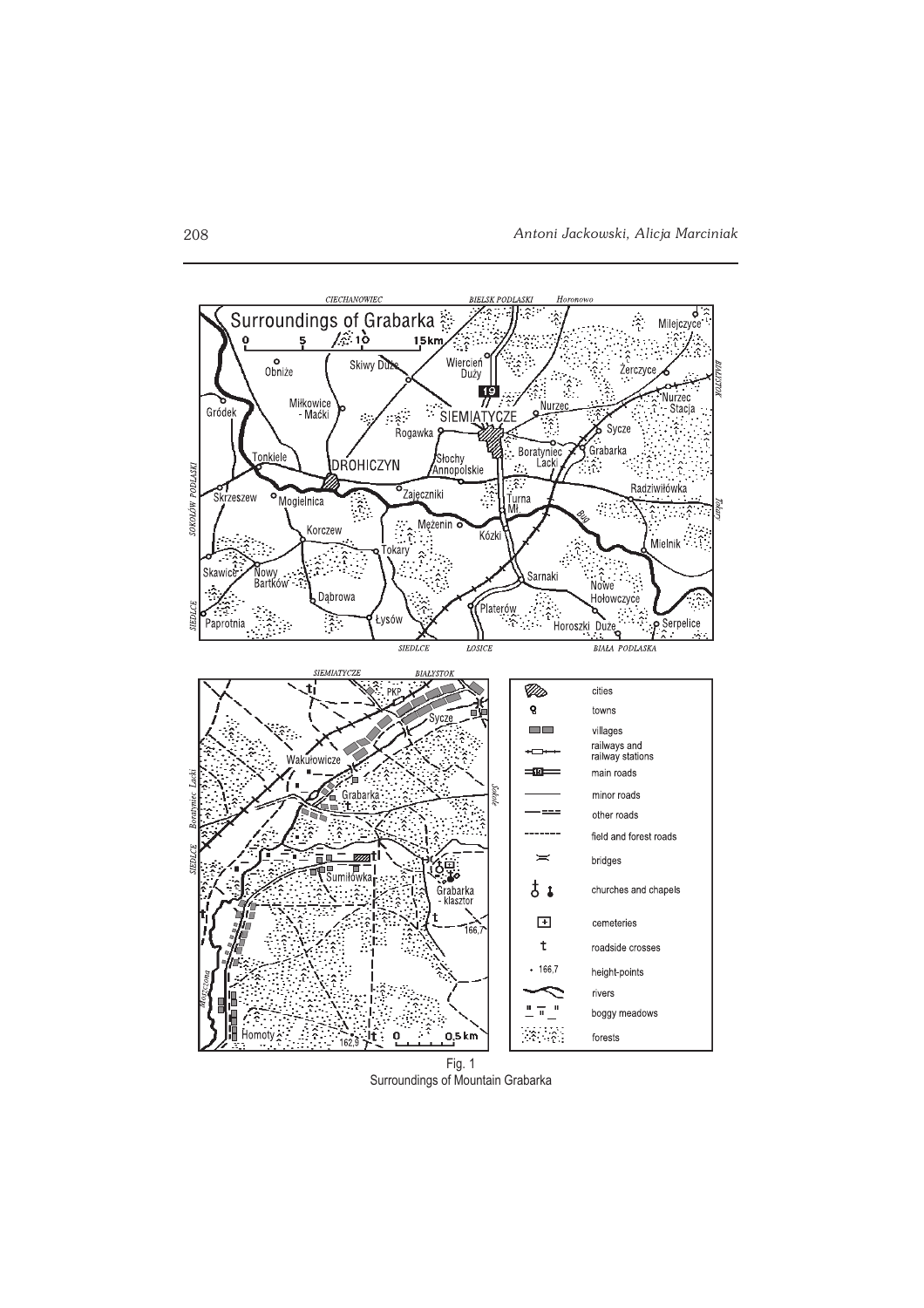Fig. 1
Surroundings of Mountain Grabarka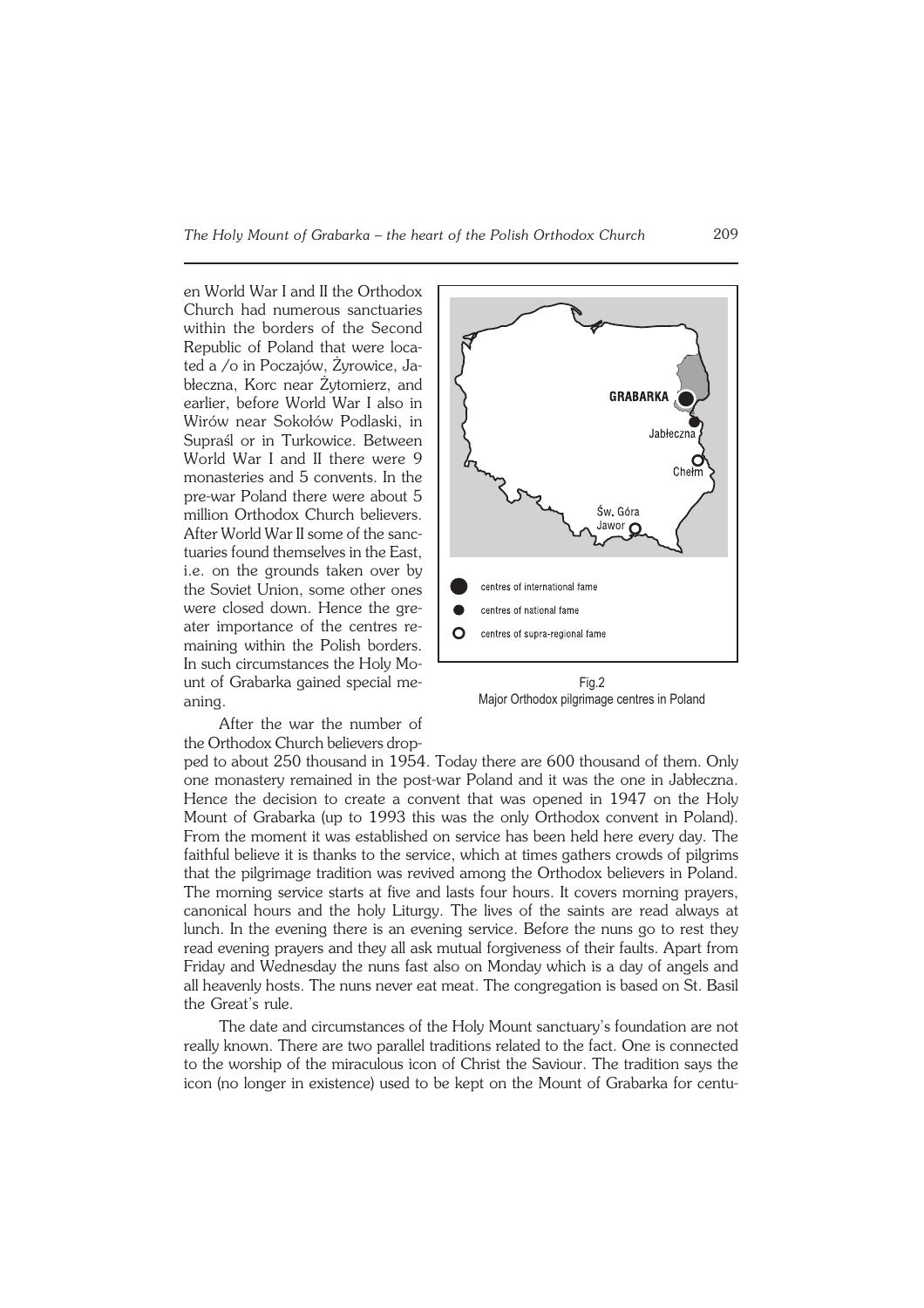en World War I and II the Orthodox Church had numerous sanctuaries within the borders of the Second Republic of Poland that were located a /o in Poczajów, Żyrowice, Jabłeczna, Korc near Żytomierz, and earlier, before World War I also in Wirów near Sokołów Podlaski, in Supraśl or in Turkowice. Between World War I and II there were 9 monasteries and 5 convents. In the pre-war Poland there were about 5 million Orthodox Church believers. After World War II some of the sanctuaries found themselves in the East, i.e. on the grounds taken over by the Soviet Union, some other ones were closed down. Hence the greater importance of the centres remaining within the Polish borders. In such circumstances the Holy Mount of Grabarka gained special meaning.

Fig.2
Major Orthodox pilgrimage centres in Poland

After the war the number of the Orthodox Church believers dropped to about 250 thousand in 1954. Today there are 600 thousand of them. Only one monastery remained in the post-war Poland and it was the one in Jabłeczna. Hence the decision to create a convent that was opened in 1947 on the Holy Mount of Grabarka (up to 1993 this was the only Orthodox convent in Poland). From the moment it was established on service has been held here every day. The faithful believe it is thanks to the service, which at times gathers crowds of pilgrims that the pilgrimage tradition was revived among the Orthodox believers in Poland. The morning service starts at five and lasts four hours. It covers morning prayers, canonical hours and the holy Liturgy. The lives of the saints are read always at lunch. In the evening there is an evening service. Before the nuns go to rest they read evening prayers and they all ask mutual forgiveness of their faults. Apart from Friday and Wednesday the nuns fast also on Monday which is a day of angels and all heavenly hosts. The nuns never eat meat. The congregation is based on St. Basil the Great's rule.

The date and circumstances of the Holy Mount sanctuary's foundation are not really known. There are two parallel traditions related to the fact. One is connected to the worship of the miraculous icon of Christ the Saviour. The tradition says the icon (no longer in existence) used to be kept on the Mount of Grabarka for centu-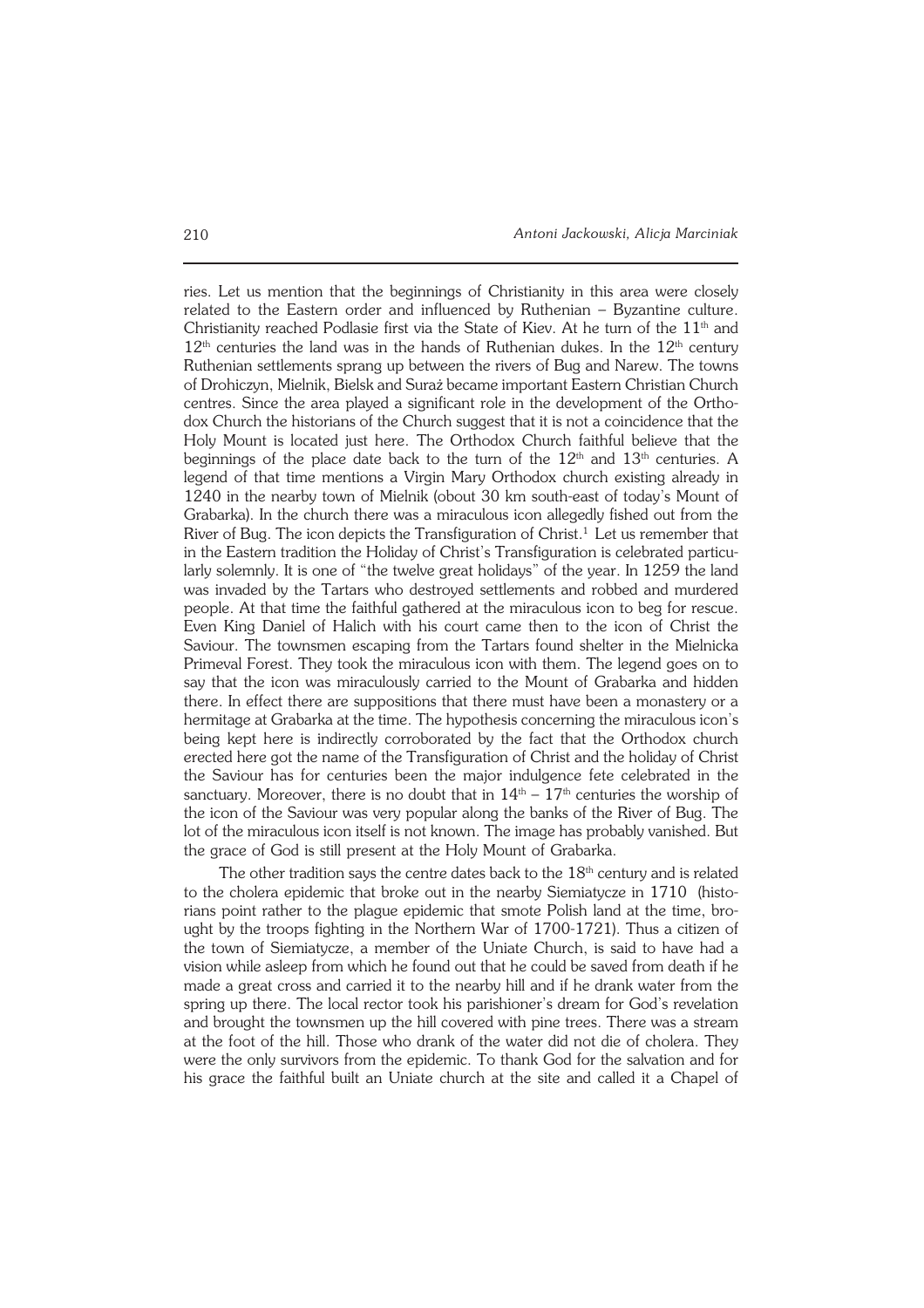ries. Let us mention that the beginnings of Christianity in this area were closely related to the Eastern order and influenced by Ruthenian – Byzantine culture. Christianity reached Podlasie first via the State of Kiev. At he turn of the 11th and 12th centuries the land was in the hands of Ruthenian dukes. In the 12th century Ruthenian settlements sprang up between the rivers of Bug and Narew. The towns of Drohiczyn, Mielnik, Bielsk and Suraż became important Eastern Christian Church centres. Since the area played a significant role in the development of the Orthodox Church the historians of the Church suggest that it is not a coincidence that the Holy Mount is located just here. The Orthodox Church faithful believe that the beginnings of the place date back to the turn of the 12th and 13th centuries. A legend of that time mentions a Virgin Mary Orthodox church existing already in 1240 in the nearby town of Mielnik (obout 30 km south-east of today's Mount of Grabarka). In the church there was a miraculous icon allegedly fished out from the River of Bug. The icon depicts the Transfiguration of Christ.[1] Let us remember that in the Eastern tradition the Holiday of Christ's Transfiguration is celebrated particularly solemnly. It is one of "the twelve great holidays" of the year. In 1259 the land was invaded by the Tartars who destroyed settlements and robbed and murdered people. At that time the faithful gathered at the miraculous icon to beg for rescue. Even King Daniel of Halich with his court came then to the icon of Christ the Saviour. The townsmen escaping from the Tartars found shelter in the Mielnicka Primeval Forest. They took the miraculous icon with them. The legend goes on to say that the icon was miraculously carried to the Mount of Grabarka and hidden there. In effect there are suppositions that there must have been a monastery or a hermitage at Grabarka at the time. The hypothesis concerning the miraculous icon's being kept here is indirectly corroborated by the fact that the Orthodox church erected here got the name of the Transfiguration of Christ and the holiday of Christ the Saviour has for centuries been the major indulgence fete celebrated in the sanctuary. Moreover, there is no doubt that in 14th – 17th centuries the worship of the icon of the Saviour was very popular along the banks of the River of Bug. The lot of the miraculous icon itself is not known. The image has probably vanished. But the grace of God is still present at the Holy Mount of Grabarka.

The other tradition says the centre dates back to the 18th century and is related to the cholera epidemic that broke out in the nearby Siemiatycze in 1710 (historians point rather to the plague epidemic that smote Polish land at the time, brought by the troops fighting in the Northern War of 1700-1721). Thus a citizen of the town of Siemiatycze, a member of the Uniate Church, is said to have had a vision while asleep from which he found out that he could be saved from death if he made a great cross and carried it to the nearby hill and if he drank water from the spring up there. The local rector took his parishioner's dream for God's revelation and brought the townsmen up the hill covered with pine trees. There was a stream at the foot of the hill. Those who drank of the water did not die of cholera. They were the only survivors from the epidemic. To thank God for the salvation and for his grace the faithful built an Uniate church at the site and called it a Chapel of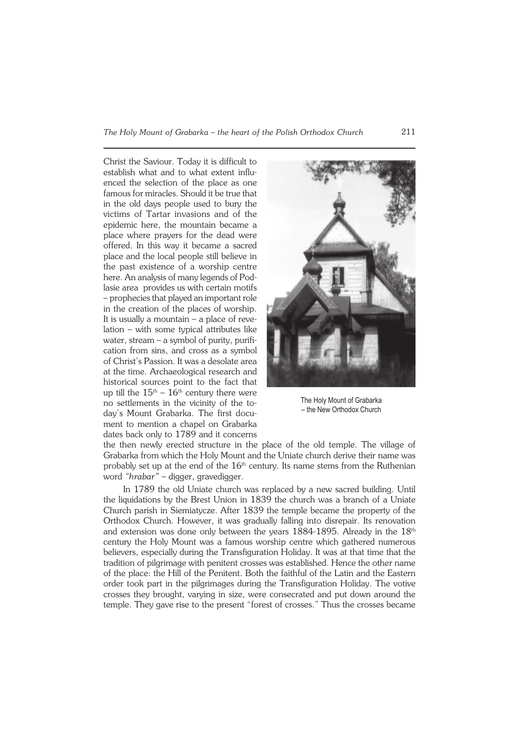Christ the Saviour. Today it is difficult to establish what and to what extent influenced the selection of the place as one famous for miracles. Should it be true that in the old days people used to bury the victims of Tartar invasions and of the epidemic here, the mountain became a place where prayers for the dead were offered. In this way it became a sacred place and the local people still believe in the past existence of a worship centre here. An analysis of many legends of Podlasie area provides us with certain motifs – prophecies that played an important role in the creation of the places of worship. It is usually a mountain – a place of revelation – with some typical attributes like water, stream – a symbol of purity, purification from sins, and cross as a symbol of Christ's Passion. It was a desolate area at the time. Archaeological research and historical sources point to the fact that up till the 15th – 16th century there were no settlements in the vicinity of the today's Mount Grabarka. The first document to mention a chapel on Grabarka dates back only to 1789 and it concerns the then newly erected structure in the place of the old temple. The village of Grabarka from which the Holy Mount and the Uniate church derive their name was probably set up at the end of the 16th century. Its name stems from the Ruthenian word *"hrabar"* – digger, gravedigger.

The Holy Mount of Grabarka – the New Orthodox Church

In 1789 the old Uniate church was replaced by a new sacred building. Until the liquidations by the Brest Union in 1839 the church was a branch of a Uniate Church parish in Siemiatycze. After 1839 the temple became the property of the Orthodox Church. However, it was gradually falling into disrepair. Its renovation and extension was done only between the years 1884-1895. Already in the 18th century the Holy Mount was a famous worship centre which gathered numerous believers, especially during the Transfiguration Holiday. It was at that time that the tradition of pilgrimage with penitent crosses was established. Hence the other name of the place: the Hill of the Penitent. Both the faithful of the Latin and the Eastern order took part in the pilgrimages during the Transfiguration Holiday. The votive crosses they brought, varying in size, were consecrated and put down around the temple. They gave rise to the present "forest of crosses." Thus the crosses became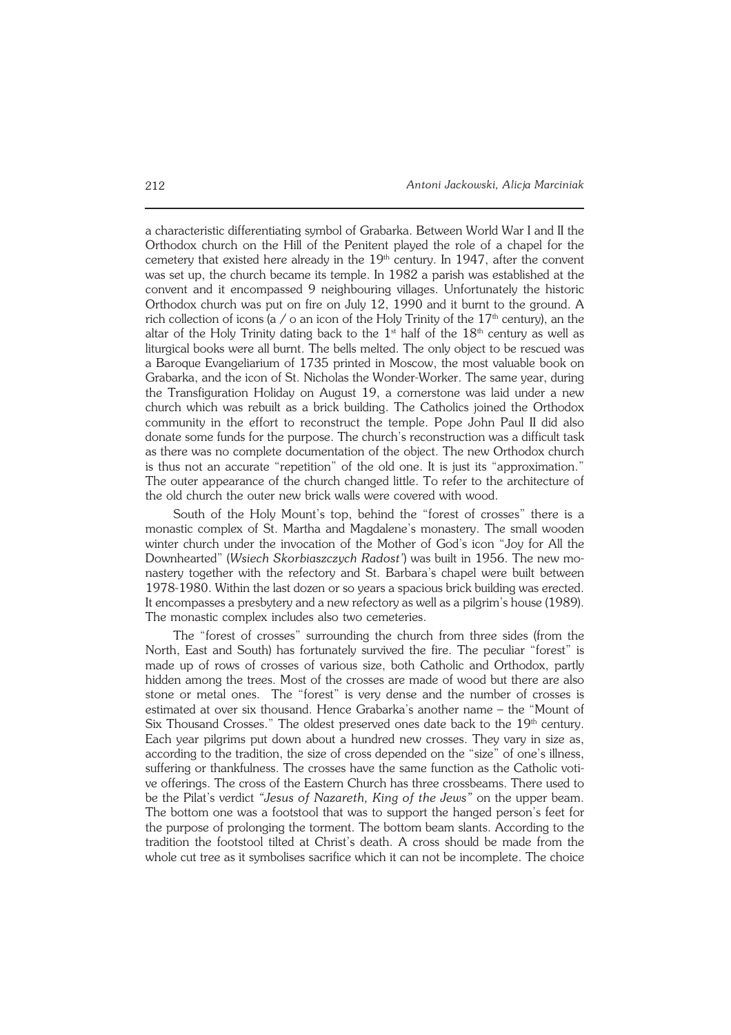a characteristic differentiating symbol of Grabarka. Between World War I and II the Orthodox church on the Hill of the Penitent played the role of a chapel for the cemetery that existed here already in the 19th century. In 1947, after the convent was set up, the church became its temple. In 1982 a parish was established at the convent and it encompassed 9 neighbouring villages. Unfortunately the historic Orthodox church was put on fire on July 12, 1990 and it burnt to the ground. A rich collection of icons (a / o an icon of the Holy Trinity of the 17th century), an the altar of the Holy Trinity dating back to the 1st half of the 18th century as well as liturgical books were all burnt. The bells melted. The only object to be rescued was a Baroque Evangeliarium of 1735 printed in Moscow, the most valuable book on Grabarka, and the icon of St. Nicholas the Wonder-Worker. The same year, during the Transfiguration Holiday on August 19, a cornerstone was laid under a new church which was rebuilt as a brick building. The Catholics joined the Orthodox community in the effort to reconstruct the temple. Pope John Paul II did also donate some funds for the purpose. The church's reconstruction was a difficult task as there was no complete documentation of the object. The new Orthodox church is thus not an accurate "repetition" of the old one. It is just its "approximation." The outer appearance of the church changed little. To refer to the architecture of the old church the outer new brick walls were covered with wood.

South of the Holy Mount's top, behind the "forest of crosses" there is a monastic complex of St. Martha and Magdalene's monastery. The small wooden winter church under the invocation of the Mother of God's icon "Joy for All the Downhearted" (*Wsiech Skorbiaszczych Radost'*) was built in 1956. The new monastery together with the refectory and St. Barbara's chapel were built between 1978-1980. Within the last dozen or so years a spacious brick building was erected. It encompasses a presbytery and a new refectory as well as a pilgrim's house (1989). The monastic complex includes also two cemeteries.

The "forest of crosses" surrounding the church from three sides (from the North, East and South) has fortunately survived the fire. The peculiar "forest" is made up of rows of crosses of various size, both Catholic and Orthodox, partly hidden among the trees. Most of the crosses are made of wood but there are also stone or metal ones. The "forest" is very dense and the number of crosses is estimated at over six thousand. Hence Grabarka's another name – the "Mount of Six Thousand Crosses." The oldest preserved ones date back to the 19th century. Each year pilgrims put down about a hundred new crosses. They vary in size as, according to the tradition, the size of cross depended on the "size" of one's illness, suffering or thankfulness. The crosses have the same function as the Catholic votive offerings. The cross of the Eastern Church has three crossbeams. There used to be the Pilat's verdict *"Jesus of Nazareth, King of the Jews"* on the upper beam. The bottom one was a footstool that was to support the hanged person's feet for the purpose of prolonging the torment. The bottom beam slants. According to the tradition the footstool tilted at Christ's death. A cross should be made from the whole cut tree as it symbolises sacrifice which it can not be incomplete. The choice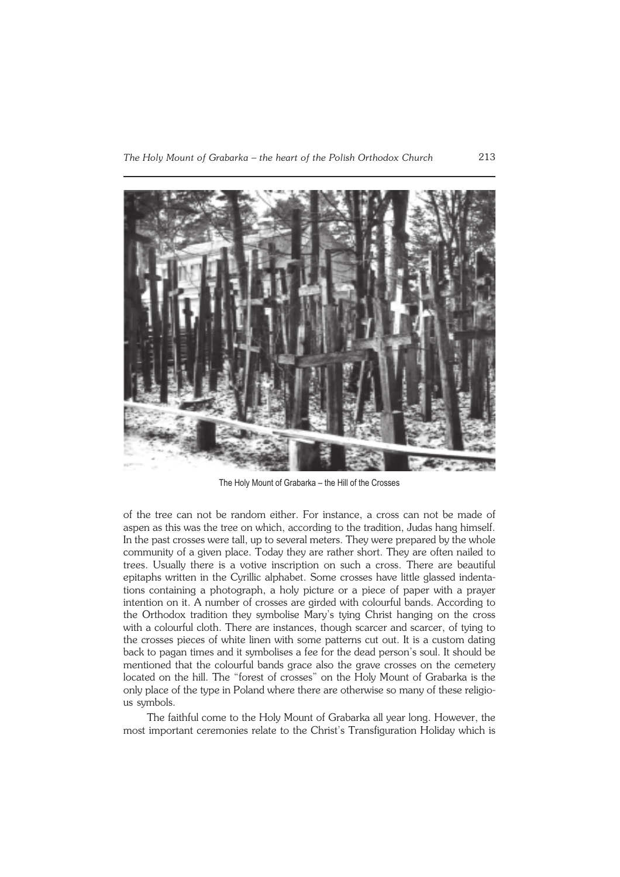The Holy Mount of Grabarka – the Hill of the Crosses

of the tree can not be random either. For instance, a cross can not be made of aspen as this was the tree on which, according to the tradition, Judas hang himself. In the past crosses were tall, up to several meters. They were prepared by the whole community of a given place. Today they are rather short. They are often nailed to trees. Usually there is a votive inscription on such a cross. There are beautiful epitaphs written in the Cyrillic alphabet. Some crosses have little glassed indentations containing a photograph, a holy picture or a piece of paper with a prayer intention on it. A number of crosses are girded with colourful bands. According to the Orthodox tradition they symbolise Mary's tying Christ hanging on the cross with a colourful cloth. There are instances, though scarcer and scarcer, of tying to the crosses pieces of white linen with some patterns cut out. It is a custom dating back to pagan times and it symbolises a fee for the dead person's soul. It should be mentioned that the colourful bands grace also the grave crosses on the cemetery located on the hill. The "forest of crosses" on the Holy Mount of Grabarka is the only place of the type in Poland where there are otherwise so many of these religious symbols.

The faithful come to the Holy Mount of Grabarka all year long. However, the most important ceremonies relate to the Christ's Transfiguration Holiday which is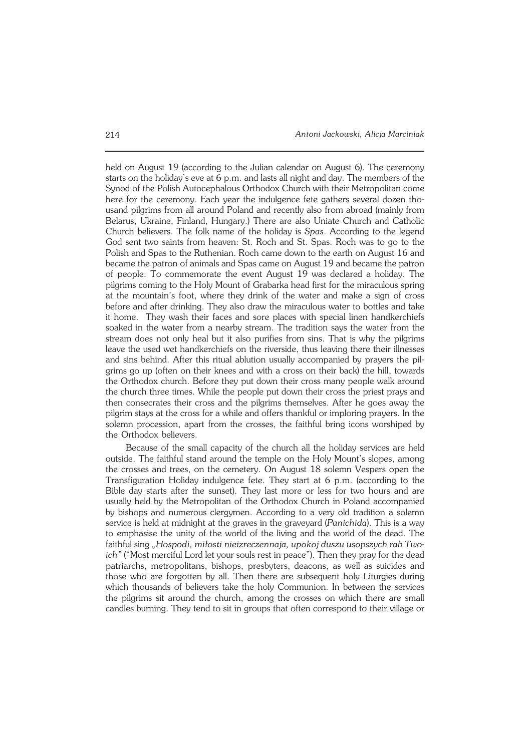held on August 19 (according to the Julian calendar on August 6). The ceremony starts on the holiday's eve at 6 p.m. and lasts all night and day. The members of the Synod of the Polish Autocephalous Orthodox Church with their Metropolitan come here for the ceremony. Each year the indulgence fete gathers several dozen thousand pilgrims from all around Poland and recently also from abroad (mainly from Belarus, Ukraine, Finland, Hungary.) There are also Uniate Church and Catholic Church believers. The folk name of the holiday is *Spas*. According to the legend God sent two saints from heaven: St. Roch and St. Spas. Roch was to go to the Polish and Spas to the Ruthenian. Roch came down to the earth on August 16 and became the patron of animals and Spas came on August 19 and became the patron of people. To commemorate the event August 19 was declared a holiday. The pilgrims coming to the Holy Mount of Grabarka head first for the miraculous spring at the mountain's foot, where they drink of the water and make a sign of cross before and after drinking. They also draw the miraculous water to bottles and take it home. They wash their faces and sore places with special linen handkerchiefs soaked in the water from a nearby stream. The tradition says the water from the stream does not only heal but it also purifies from sins. That is why the pilgrims leave the used wet handkerchiefs on the riverside, thus leaving there their illnesses and sins behind. After this ritual ablution usually accompanied by prayers the pilgrims go up (often on their knees and with a cross on their back) the hill, towards the Orthodox church. Before they put down their cross many people walk around the church three times. While the people put down their cross the priest prays and then consecrates their cross and the pilgrims themselves. After he goes away the pilgrim stays at the cross for a while and offers thankful or imploring prayers. In the solemn procession, apart from the crosses, the faithful bring icons worshiped by the Orthodox believers.

Because of the small capacity of the church all the holiday services are held outside. The faithful stand around the temple on the Holy Mount's slopes, among the crosses and trees, on the cemetery. On August 18 solemn Vespers open the Transfiguration Holiday indulgence fete. They start at 6 p.m. (according to the Bible day starts after the sunset). They last more or less for two hours and are usually held by the Metropolitan of the Orthodox Church in Poland accompanied by bishops and numerous clergymen. According to a very old tradition a solemn service is held at midnight at the graves in the graveyard (*Panichida*). This is a way to emphasise the unity of the world of the living and the world of the dead. The faithful sing *„Hospodi, miłosti nieizreczennaja, upokoj duszu usopszych rab Twoich"* ("Most merciful Lord let your souls rest in peace"). Then they pray for the dead patriarchs, metropolitans, bishops, presbyters, deacons, as well as suicides and those who are forgotten by all. Then there are subsequent holy Liturgies during which thousands of believers take the holy Communion. In between the services the pilgrims sit around the church, among the crosses on which there are small candles burning. They tend to sit in groups that often correspond to their village or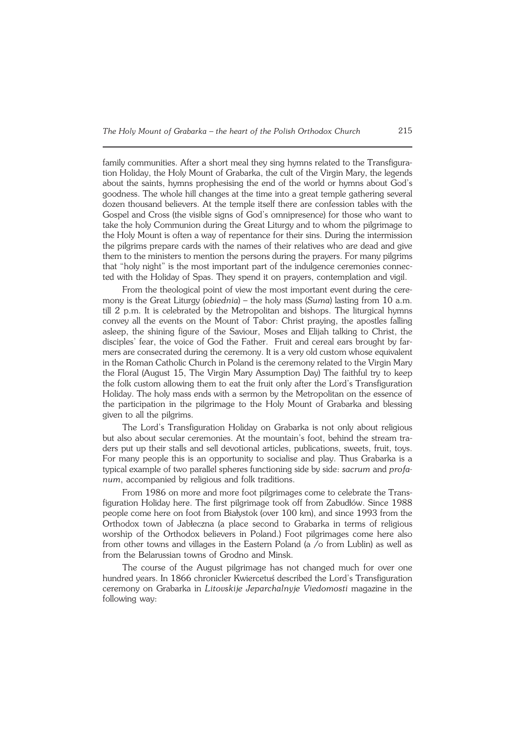family communities. After a short meal they sing hymns related to the Transfiguration Holiday, the Holy Mount of Grabarka, the cult of the Virgin Mary, the legends about the saints, hymns prophesising the end of the world or hymns about God's goodness. The whole hill changes at the time into a great temple gathering several dozen thousand believers. At the temple itself there are confession tables with the Gospel and Cross (the visible signs of God's omnipresence) for those who want to take the holy Communion during the Great Liturgy and to whom the pilgrimage to the Holy Mount is often a way of repentance for their sins. During the intermission the pilgrims prepare cards with the names of their relatives who are dead and give them to the ministers to mention the persons during the prayers. For many pilgrims that "holy night" is the most important part of the indulgence ceremonies connected with the Holiday of Spas. They spend it on prayers, contemplation and vigil.

From the theological point of view the most important event during the ceremony is the Great Liturgy (*obiednia*) – the holy mass (*Suma*) lasting from 10 a.m. till 2 p.m. It is celebrated by the Metropolitan and bishops. The liturgical hymns convey all the events on the Mount of Tabor: Christ praying, the apostles falling asleep, the shining figure of the Saviour, Moses and Elijah talking to Christ, the disciples' fear, the voice of God the Father. Fruit and cereal ears brought by farmers are consecrated during the ceremony. It is a very old custom whose equivalent in the Roman Catholic Church in Poland is the ceremony related to the Virgin Mary the Floral (August 15, The Virgin Mary Assumption Day) The faithful try to keep the folk custom allowing them to eat the fruit only after the Lord's Transfiguration Holiday. The holy mass ends with a sermon by the Metropolitan on the essence of the participation in the pilgrimage to the Holy Mount of Grabarka and blessing given to all the pilgrims.

The Lord's Transfiguration Holiday on Grabarka is not only about religious but also about secular ceremonies. At the mountain's foot, behind the stream traders put up their stalls and sell devotional articles, publications, sweets, fruit, toys. For many people this is an opportunity to socialise and play. Thus Grabarka is a typical example of two parallel spheres functioning side by side: *sacrum* and *profanum*, accompanied by religious and folk traditions.

From 1986 on more and more foot pilgrimages come to celebrate the Transfiguration Holiday here. The first pilgrimage took off from Zabudłów. Since 1988 people come here on foot from Białystok (over 100 km), and since 1993 from the Orthodox town of Jabłeczna (a place second to Grabarka in terms of religious worship of the Orthodox believers in Poland.) Foot pilgrimages come here also from other towns and villages in the Eastern Poland (a /o from Lublin) as well as from the Belarussian towns of Grodno and Minsk.

The course of the August pilgrimage has not changed much for over one hundred years. In 1866 chronicler Kwiercetuś described the Lord's Transfiguration ceremony on Grabarka in *Litovskije Jeparchalnyje Viedomosti* magazine in the following way: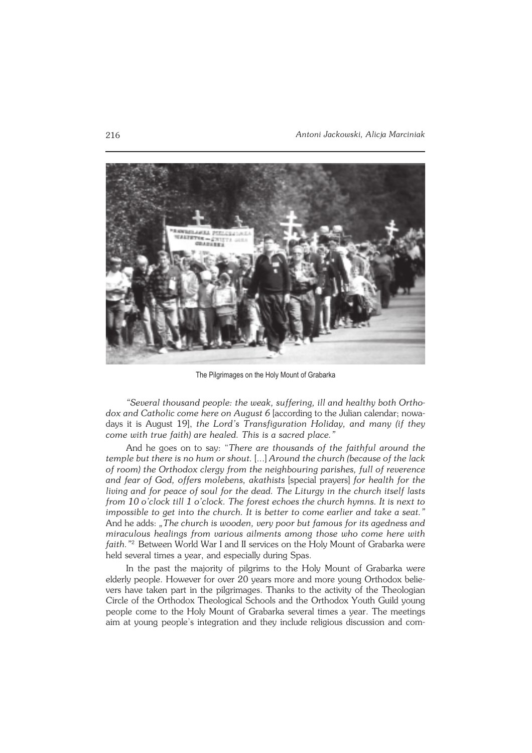The Pilgrimages on the Holy Mount of Grabarka

*"Several thousand people: the weak, suffering, ill and healthy both Orthodox and Catholic come here on August 6* [according to the Julian calendar; nowadays it is August 19], *the Lord's Transfiguration Holiday, and many (if they come with true faith) are healed. This is a sacred place."*

And he goes on to say: "*There are thousands of the faithful around the temple but there is no hum or shout.* [...] *Around the church (because of the lack of room) the Orthodox clergy from the neighbouring parishes, full of reverence and fear of God, offers molebens, akathists* [special prayers] *for health for the living and for peace of soul for the dead. The Liturgy in the church itself lasts from 10 o'clock till 1 o'clock. The forest echoes the church hymns. It is next to impossible to get into the church. It is better to come earlier and take a seat."* And he adds: *„The church is wooden, very poor but famous for its agedness and miraculous healings from various ailments among those who come here with faith."*[2] Between World War I and II services on the Holy Mount of Grabarka were held several times a year, and especially during Spas.

In the past the majority of pilgrims to the Holy Mount of Grabarka were elderly people. However for over 20 years more and more young Orthodox believers have taken part in the pilgrimages. Thanks to the activity of the Theologian Circle of the Orthodox Theological Schools and the Orthodox Youth Guild young people come to the Holy Mount of Grabarka several times a year. The meetings aim at young people's integration and they include religious discussion and com-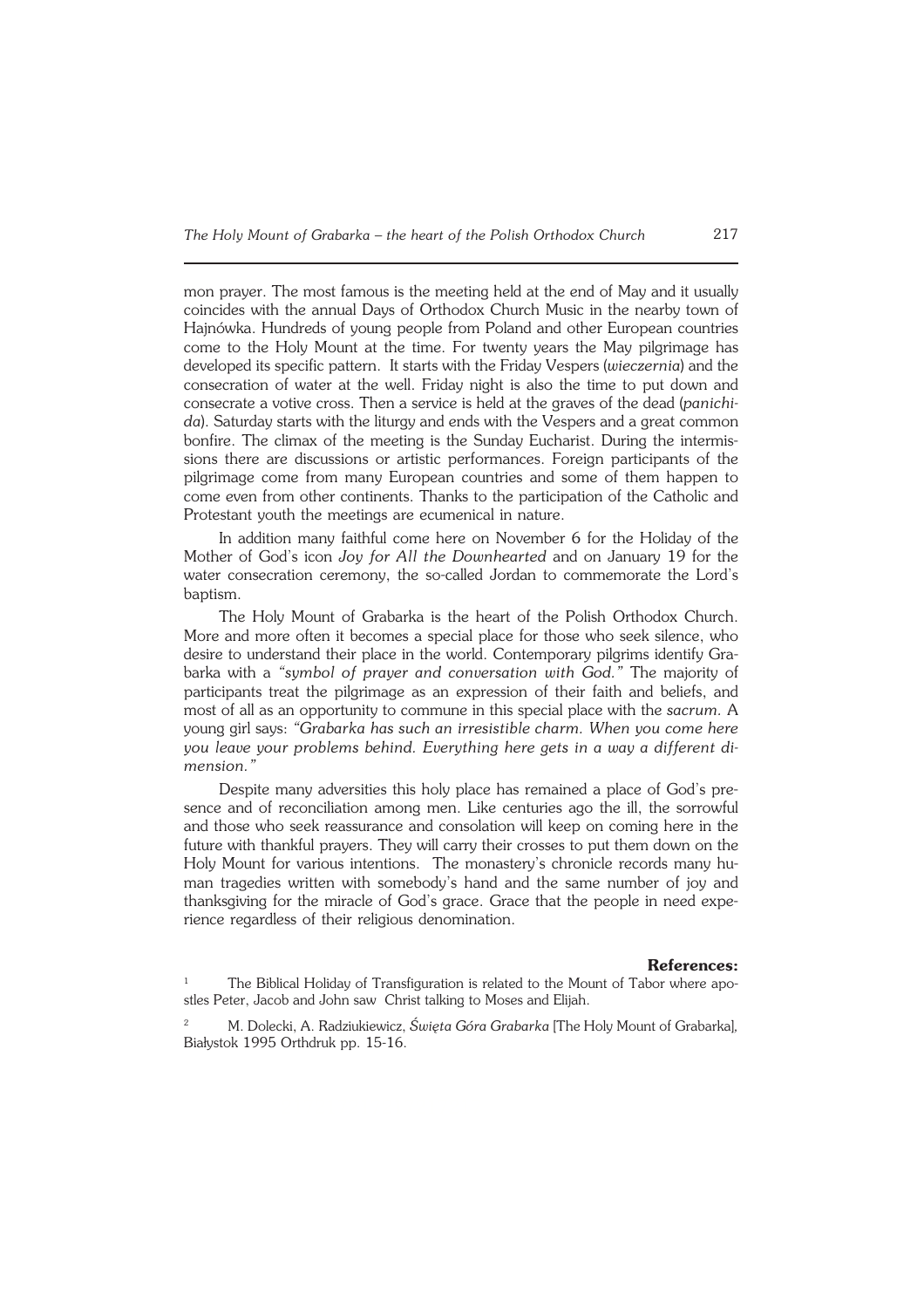mon prayer. The most famous is the meeting held at the end of May and it usually coincides with the annual Days of Orthodox Church Music in the nearby town of Hajnówka. Hundreds of young people from Poland and other European countries come to the Holy Mount at the time. For twenty years the May pilgrimage has developed its specific pattern. It starts with the Friday Vespers (*wieczernia*) and the consecration of water at the well. Friday night is also the time to put down and consecrate a votive cross. Then a service is held at the graves of the dead (*panichida*). Saturday starts with the liturgy and ends with the Vespers and a great common bonfire. The climax of the meeting is the Sunday Eucharist. During the intermissions there are discussions or artistic performances. Foreign participants of the pilgrimage come from many European countries and some of them happen to come even from other continents. Thanks to the participation of the Catholic and Protestant youth the meetings are ecumenical in nature.

In addition many faithful come here on November 6 for the Holiday of the Mother of God's icon *Joy for All the Downhearted* and on January 19 for the water consecration ceremony, the so-called Jordan to commemorate the Lord's baptism.

The Holy Mount of Grabarka is the heart of the Polish Orthodox Church. More and more often it becomes a special place for those who seek silence, who desire to understand their place in the world. Contemporary pilgrims identify Grabarka with a *"symbol of prayer and conversation with God."* The majority of participants treat the pilgrimage as an expression of their faith and beliefs, and most of all as an opportunity to commune in this special place with the *sacrum*. A young girl says: *"Grabarka has such an irresistible charm. When you come here you leave your problems behind. Everything here gets in a way a different dimension."*

Despite many adversities this holy place has remained a place of God's presence and of reconciliation among men. Like centuries ago the ill, the sorrowful and those who seek reassurance and consolation will keep on coming here in the future with thankful prayers. They will carry their crosses to put them down on the Holy Mount for various intentions. The monastery's chronicle records many human tragedies written with somebody's hand and the same number of joy and thanksgiving for the miracle of God's grace. Grace that the people in need experience regardless of their religious denomination.

**References:**

[1] The Biblical Holiday of Transfiguration is related to the Mount of Tabor where apostles Peter, Jacob and John saw Christ talking to Moses and Elijah.

[2] M. Dolecki, A. Radziukiewicz, *Święta Góra Grabarka* [The Holy Mount of Grabarka], Białystok 1995 Orthdruk pp. 15-16.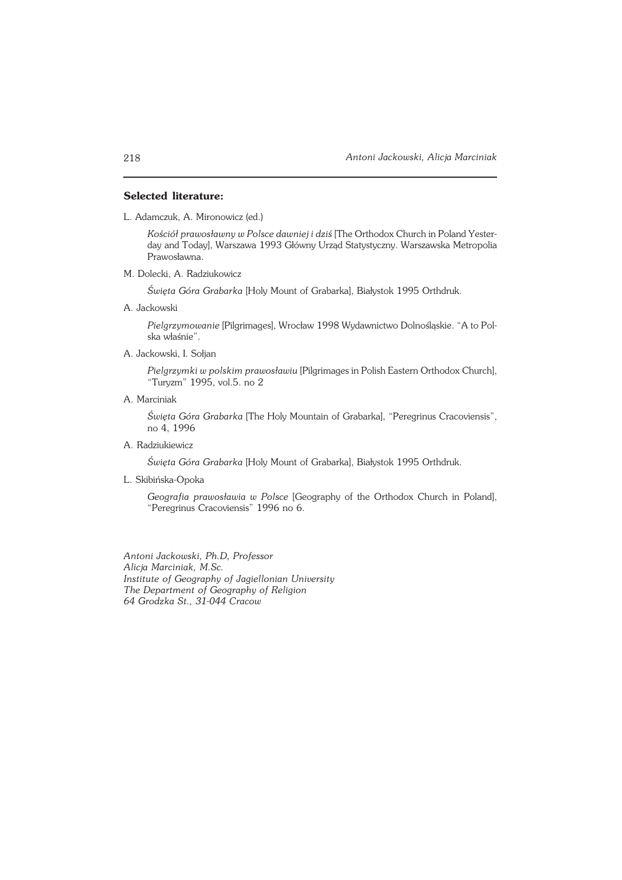**Selected literature:**

L. Adamczuk, A. Mironowicz (ed.)

*Kościół prawosławny w Polsce dawniej i dziś* [The Orthodox Church in Poland Yesterday and Today], Warszawa 1993 Główny Urząd Statystyczny. Warszawska Metropolia Prawosławna.

M. Dolecki, A. Radziukowicz

*Święta Góra Grabarka* [Holy Mount of Grabarka], Białystok 1995 Orthdruk.

A. Jackowski

*Pielgrzymowanie* [Pilgrimages], Wrocław 1998 Wydawnictwo Dolnośląskie. "A to Polska właśnie".

A. Jackowski, I. Sołjan

*Pielgrzymki w polskim prawosławiu* [Pilgrimages in Polish Eastern Orthodox Church], "Turyzm" 1995, vol.5. no 2

A. Marciniak

*Święta Góra Grabarka* [The Holy Mountain of Grabarka], "Peregrinus Cracoviensis", no 4, 1996

A. Radziukiewicz

*Święta Góra Grabarka* [Holy Mount of Grabarka], Białystok 1995 Orthdruk.

L. Skibińska-Opoka

*Geografia prawosławia w Polsce* [Geography of the Orthodox Church in Poland], "Peregrinus Cracoviensis" 1996 no 6.

*Antoni Jackowski, Ph.D, Professor*
*Alicja Marciniak, M.Sc.*
*Institute of Geography of Jagiellonian University*
*The Department of Geography of Religion*
*64 Grodzka St., 31-044 Cracow*